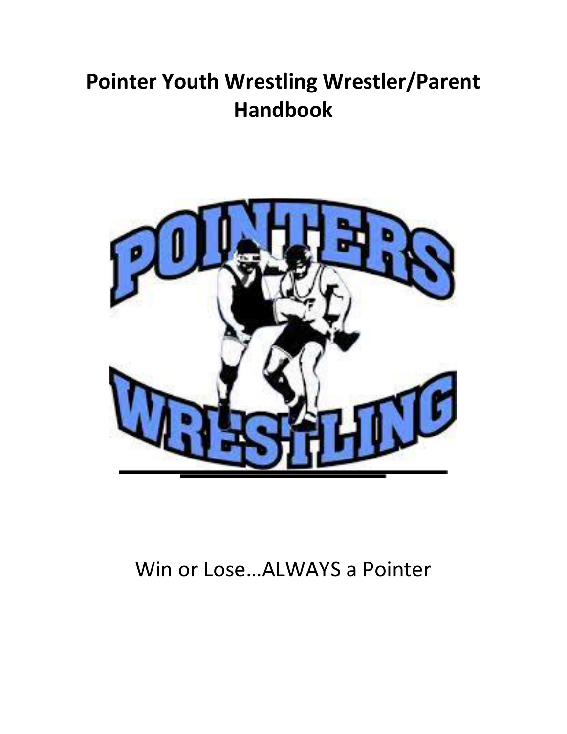# Pointer Youth Wrestling Wrestler/Parent Handbook

Win or Lose…ALWAYS a Pointer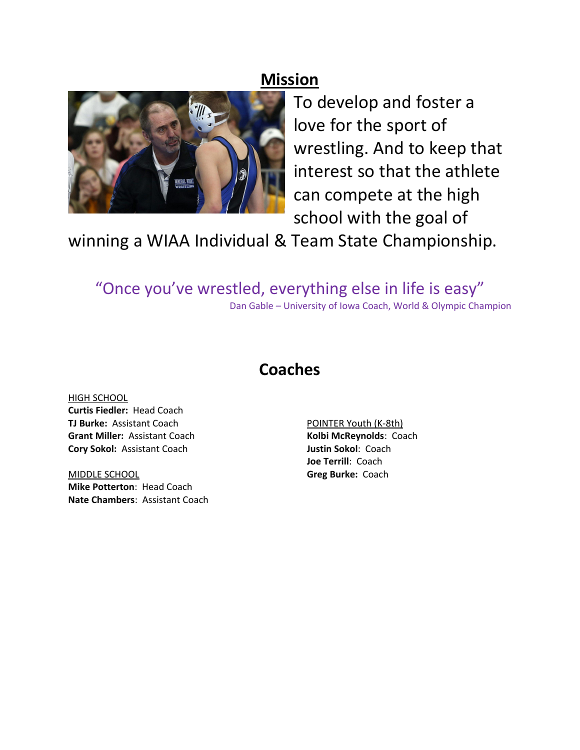## Mission

To develop and foster a love for the sport of wrestling. And to keep that interest so that the athlete can compete at the high school with the goal of winning a WIAA Individual & Team State Championship.

"Once you've wrestled, everything else in life is easy"

Dan Gable – University of Iowa Coach, World & Olympic Champion

## Coaches

HIGH SCHOOL

**Curtis Fiedler:** Head Coach
**TJ Burke:** Assistant Coach
**Grant Miller:** Assistant Coach
**Cory Sokol:** Assistant Coach

MIDDLE SCHOOL

**Mike Potterton**: Head Coach
**Nate Chambers**: Assistant Coach

POINTER Youth (K-8th)

**Kolbi McReynolds**: Coach
**Justin Sokol**: Coach
**Joe Terrill**: Coach
**Greg Burke:** Coach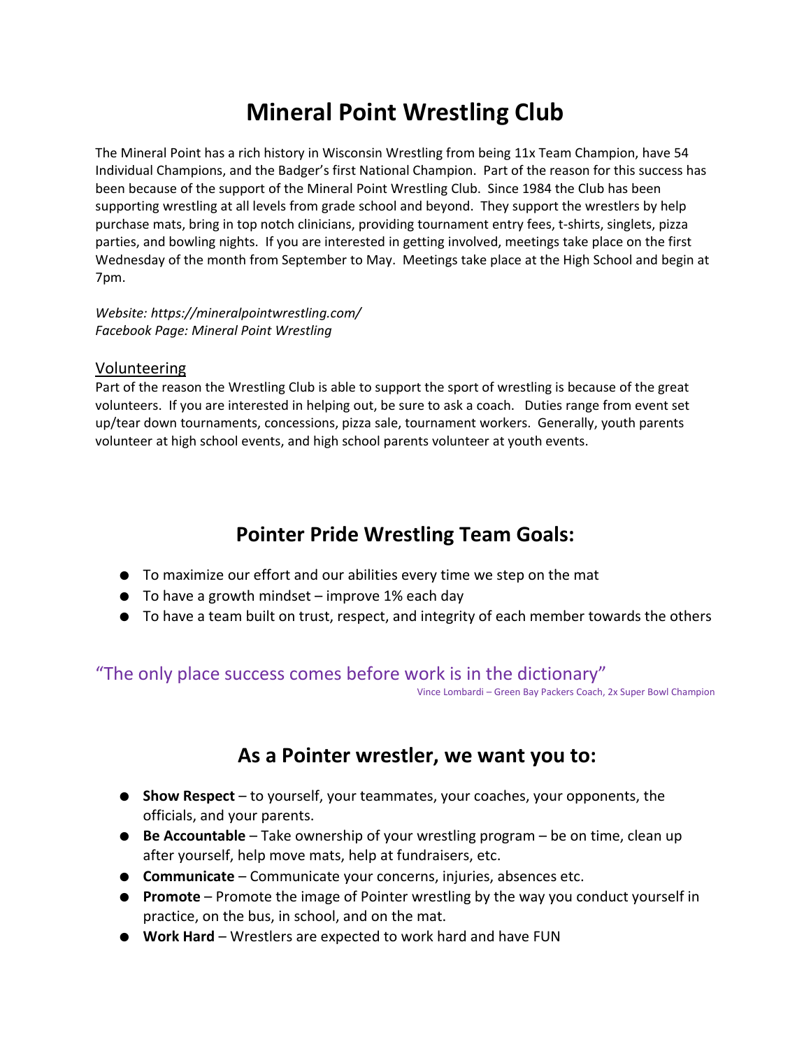# Mineral Point Wrestling Club

The Mineral Point has a rich history in Wisconsin Wrestling from being 11x Team Champion, have 54 Individual Champions, and the Badger's first National Champion. Part of the reason for this success has been because of the support of the Mineral Point Wrestling Club. Since 1984 the Club has been supporting wrestling at all levels from grade school and beyond. They support the wrestlers by help purchase mats, bring in top notch clinicians, providing tournament entry fees, t-shirts, singlets, pizza parties, and bowling nights. If you are interested in getting involved, meetings take place on the first Wednesday of the month from September to May. Meetings take place at the High School and begin at 7pm.

*Website: https://mineralpointwrestling.com/*
*Facebook Page: Mineral Point Wrestling*

## Volunteering

Part of the reason the Wrestling Club is able to support the sport of wrestling is because of the great volunteers. If you are interested in helping out, be sure to ask a coach. Duties range from event set up/tear down tournaments, concessions, pizza sale, tournament workers. Generally, youth parents volunteer at high school events, and high school parents volunteer at youth events.

## Pointer Pride Wrestling Team Goals:

- To maximize our effort and our abilities every time we step on the mat
- To have a growth mindset – improve 1% each day
- To have a team built on trust, respect, and integrity of each member towards the others

"The only place success comes before work is in the dictionary"

Vince Lombardi – Green Bay Packers Coach, 2x Super Bowl Champion

## As a Pointer wrestler, we want you to:

- **Show Respect** – to yourself, your teammates, your coaches, your opponents, the officials, and your parents.
- **Be Accountable** – Take ownership of your wrestling program – be on time, clean up after yourself, help move mats, help at fundraisers, etc.
- **Communicate** – Communicate your concerns, injuries, absences etc.
- **Promote** – Promote the image of Pointer wrestling by the way you conduct yourself in practice, on the bus, in school, and on the mat.
- **Work Hard** – Wrestlers are expected to work hard and have FUN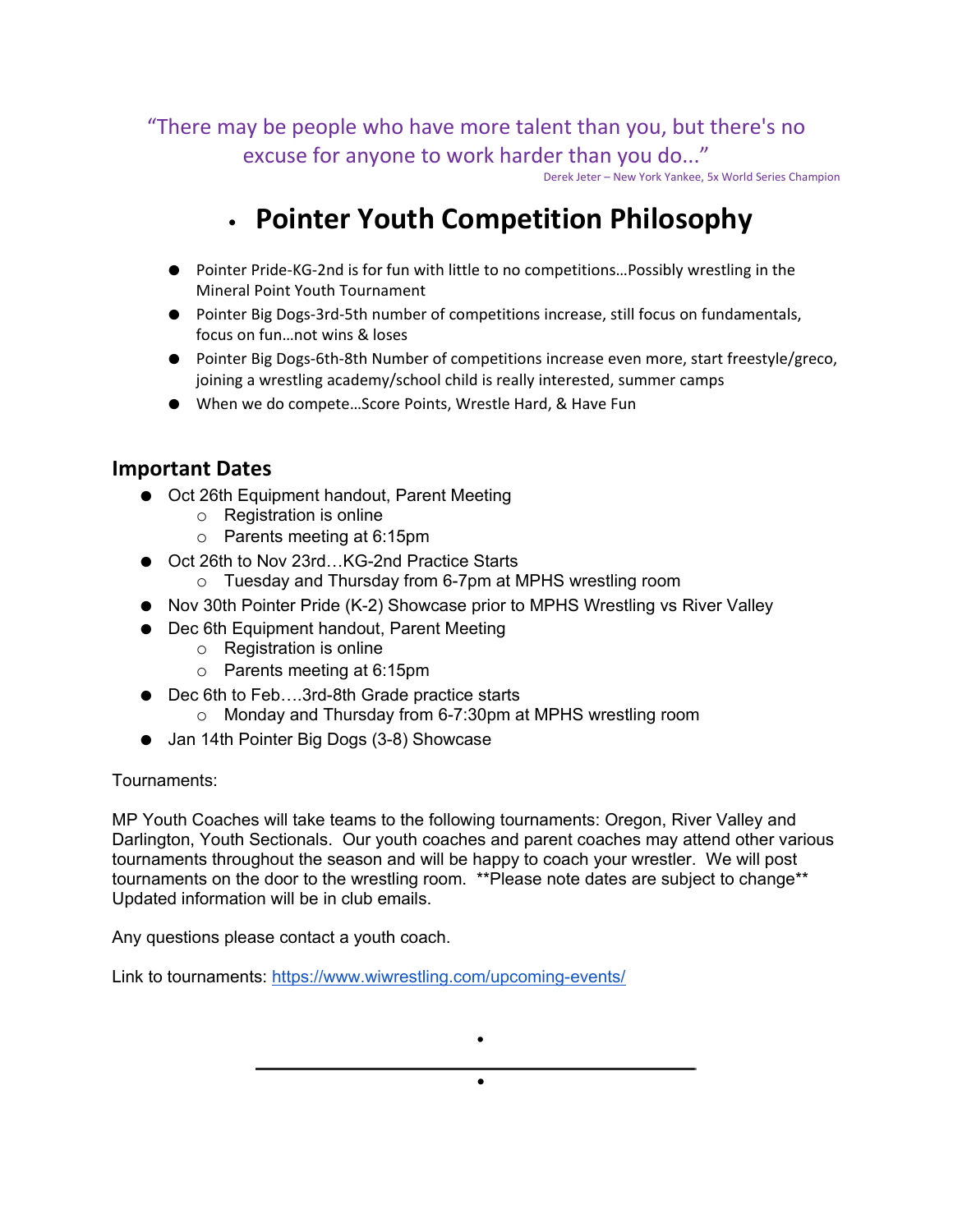*"There may be people who have more talent than you, but there's no excuse for anyone to work harder than you do..."*

Derek Jeter – New York Yankee, 5x World Series Champion

# Pointer Youth Competition Philosophy

- Pointer Pride-KG-2nd is for fun with little to no competitions…Possibly wrestling in the Mineral Point Youth Tournament
- Pointer Big Dogs-3rd-5th number of competitions increase, still focus on fundamentals, focus on fun…not wins & loses
- Pointer Big Dogs-6th-8th Number of competitions increase even more, start freestyle/greco, joining a wrestling academy/school child is really interested, summer camps
- When we do compete…Score Points, Wrestle Hard, & Have Fun

## Important Dates

- Oct 26th Equipment handout, Parent Meeting
  - Registration is online
  - Parents meeting at 6:15pm
- Oct 26th to Nov 23rd…KG-2nd Practice Starts
  - Tuesday and Thursday from 6-7pm at MPHS wrestling room
- Nov 30th Pointer Pride (K-2) Showcase prior to MPHS Wrestling vs River Valley
- Dec 6th Equipment handout, Parent Meeting
  - Registration is online
  - Parents meeting at 6:15pm
- Dec 6th to Feb….3rd-8th Grade practice starts
  - Monday and Thursday from 6-7:30pm at MPHS wrestling room
- Jan 14th Pointer Big Dogs (3-8) Showcase

Tournaments:

MP Youth Coaches will take teams to the following tournaments: Oregon, River Valley and Darlington, Youth Sectionals. Our youth coaches and parent coaches may attend other various tournaments throughout the season and will be happy to coach your wrestler. We will post tournaments on the door to the wrestling room. **Please note dates are subject to change** Updated information will be in club emails.

Any questions please contact a youth coach.

Link to tournaments: [https://www.wiwrestling.com/upcoming-events/](https://www.wiwrestling.com/upcoming-events/)

---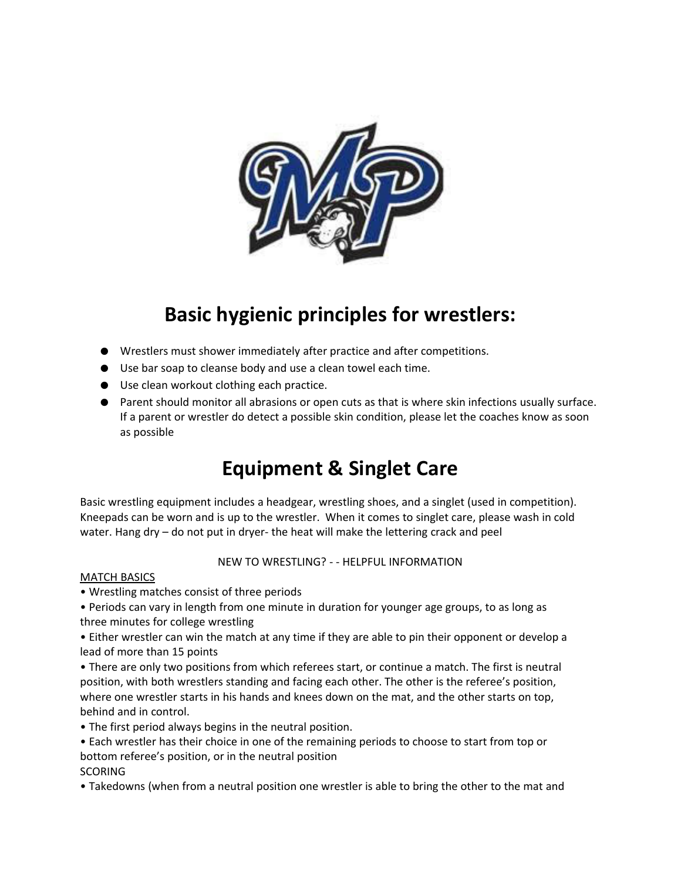## Basic hygienic principles for wrestlers:

- Wrestlers must shower immediately after practice and after competitions.
- Use bar soap to cleanse body and use a clean towel each time.
- Use clean workout clothing each practice.
- Parent should monitor all abrasions or open cuts as that is where skin infections usually surface. If a parent or wrestler do detect a possible skin condition, please let the coaches know as soon as possible

## Equipment & Singlet Care

Basic wrestling equipment includes a headgear, wrestling shoes, and a singlet (used in competition). Kneepads can be worn and is up to the wrestler. When it comes to singlet care, please wash in cold water. Hang dry – do not put in dryer- the heat will make the lettering crack and peel

NEW TO WRESTLING? - - HELPFUL INFORMATION

<u>MATCH BASICS</u>

• Wrestling matches consist of three periods

• Periods can vary in length from one minute in duration for younger age groups, to as long as three minutes for college wrestling

• Either wrestler can win the match at any time if they are able to pin their opponent or develop a lead of more than 15 points

• There are only two positions from which referees start, or continue a match. The first is neutral position, with both wrestlers standing and facing each other. The other is the referee's position, where one wrestler starts in his hands and knees down on the mat, and the other starts on top, behind and in control.

• The first period always begins in the neutral position.

• Each wrestler has their choice in one of the remaining periods to choose to start from top or bottom referee's position, or in the neutral position

SCORING

• Takedowns (when from a neutral position one wrestler is able to bring the other to the mat and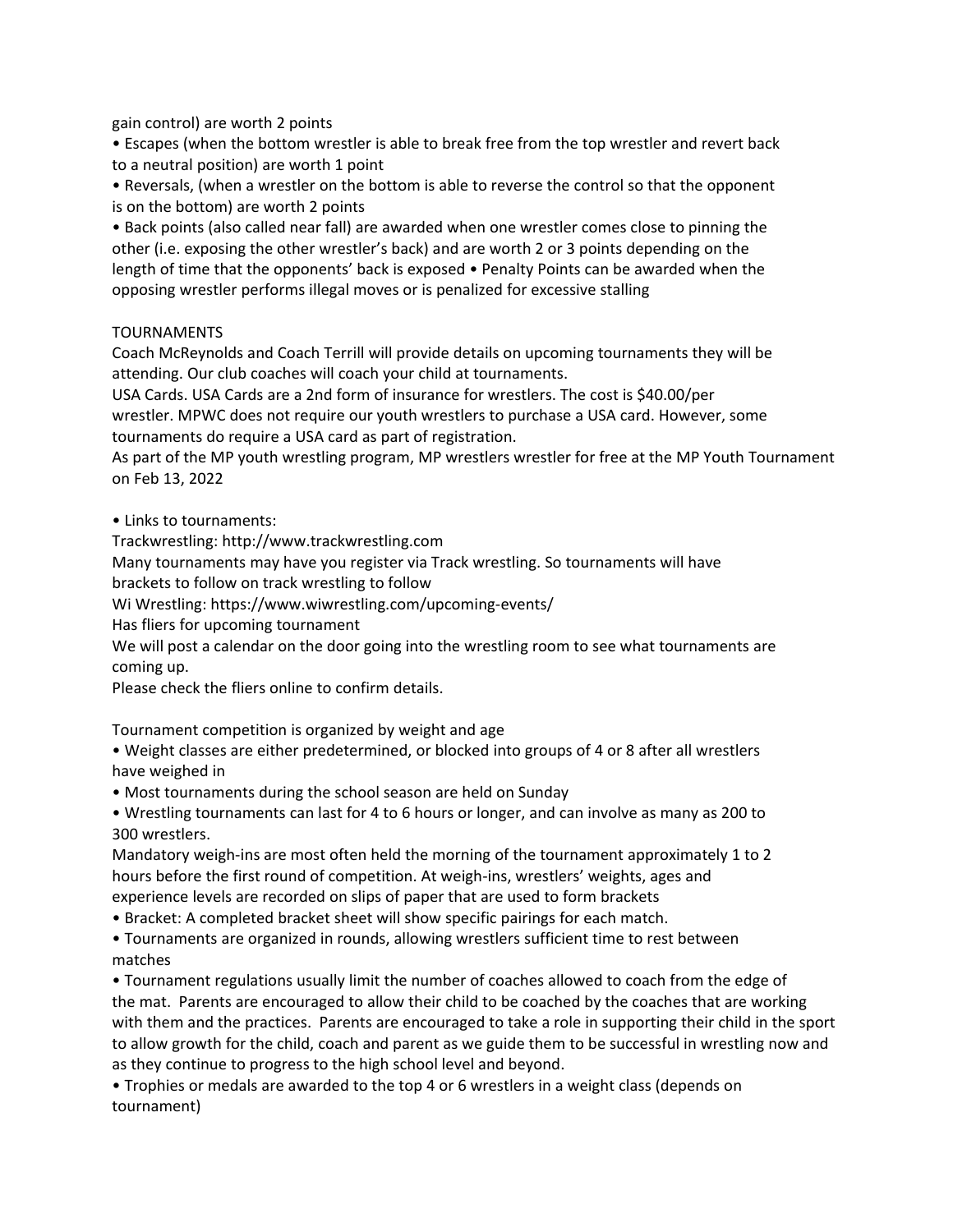gain control) are worth 2 points

- Escapes (when the bottom wrestler is able to break free from the top wrestler and revert back to a neutral position) are worth 1 point
- Reversals, (when a wrestler on the bottom is able to reverse the control so that the opponent is on the bottom) are worth 2 points
- Back points (also called near fall) are awarded when one wrestler comes close to pinning the other (i.e. exposing the other wrestler's back) and are worth 2 or 3 points depending on the length of time that the opponents' back is exposed • Penalty Points can be awarded when the opposing wrestler performs illegal moves or is penalized for excessive stalling

## TOURNAMENTS

Coach McReynolds and Coach Terrill will provide details on upcoming tournaments they will be attending. Our club coaches will coach your child at tournaments.

USA Cards. USA Cards are a 2nd form of insurance for wrestlers. The cost is $40.00/per wrestler. MPWC does not require our youth wrestlers to purchase a USA card. However, some tournaments do require a USA card as part of registration.

As part of the MP youth wrestling program, MP wrestlers wrestler for free at the MP Youth Tournament on Feb 13, 2022

- Links to tournaments:

Trackwrestling: http://www.trackwrestling.com

Many tournaments may have you register via Track wrestling. So tournaments will have brackets to follow on track wrestling to follow

Wi Wrestling: https://www.wiwrestling.com/upcoming-events/

Has fliers for upcoming tournament

We will post a calendar on the door going into the wrestling room to see what tournaments are coming up.

Please check the fliers online to confirm details.

Tournament competition is organized by weight and age

- Weight classes are either predetermined, or blocked into groups of 4 or 8 after all wrestlers have weighed in
- Most tournaments during the school season are held on Sunday
- Wrestling tournaments can last for 4 to 6 hours or longer, and can involve as many as 200 to 300 wrestlers.

Mandatory weigh-ins are most often held the morning of the tournament approximately 1 to 2 hours before the first round of competition. At weigh-ins, wrestlers' weights, ages and experience levels are recorded on slips of paper that are used to form brackets

- Bracket: A completed bracket sheet will show specific pairings for each match.
- Tournaments are organized in rounds, allowing wrestlers sufficient time to rest between matches
- Tournament regulations usually limit the number of coaches allowed to coach from the edge of the mat. Parents are encouraged to allow their child to be coached by the coaches that are working with them and the practices. Parents are encouraged to take a role in supporting their child in the sport to allow growth for the child, coach and parent as we guide them to be successful in wrestling now and as they continue to progress to the high school level and beyond.
- Trophies or medals are awarded to the top 4 or 6 wrestlers in a weight class (depends on tournament)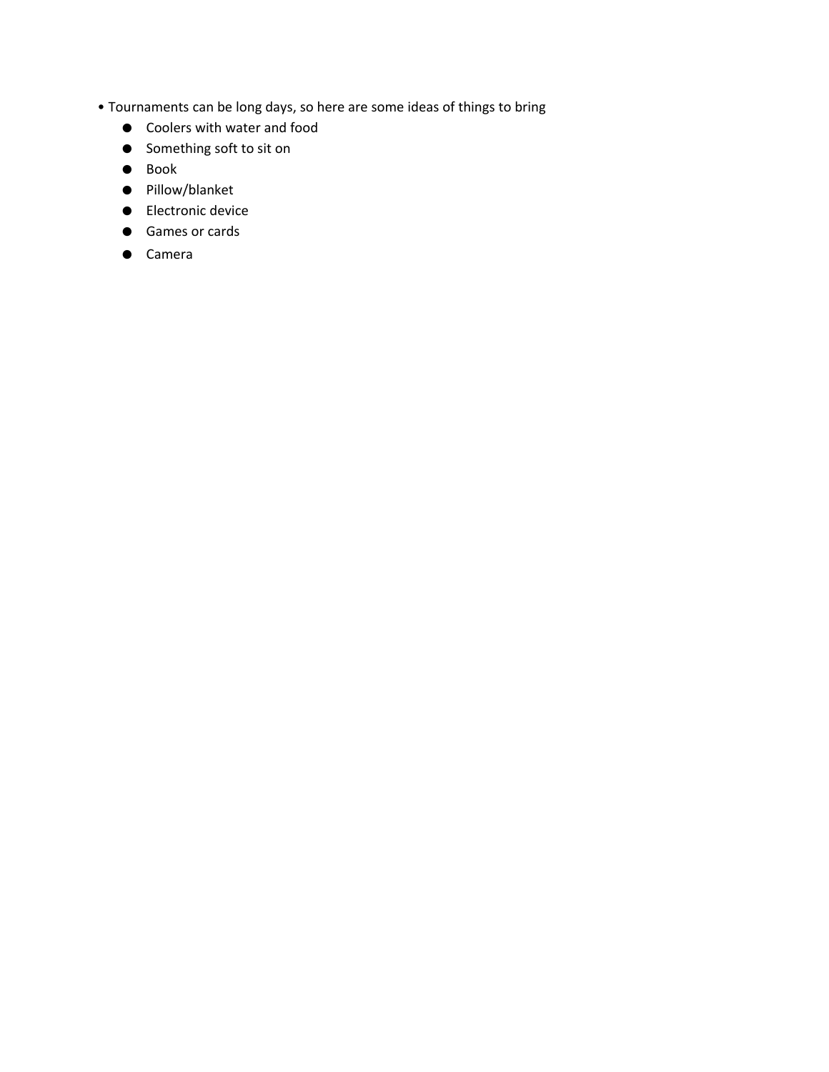- Tournaments can be long days, so here are some ideas of things to bring
  - Coolers with water and food
  - Something soft to sit on
  - Book
  - Pillow/blanket
  - Electronic device
  - Games or cards
  - Camera